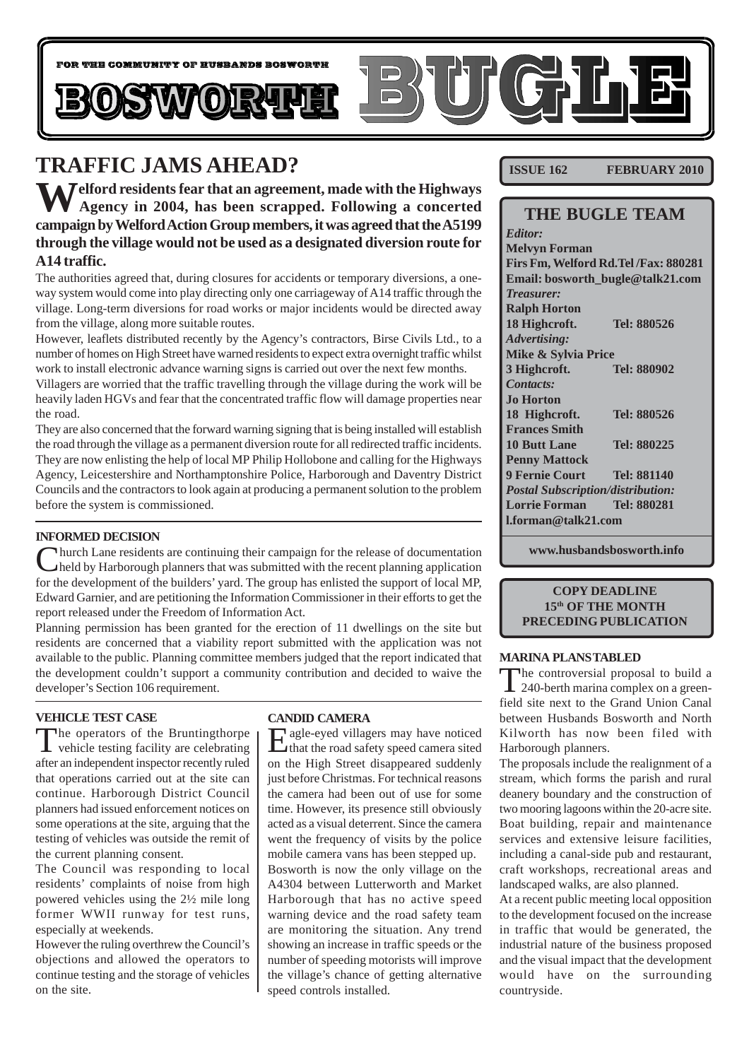FOR THE COMMUNITY OF HUSBANDS BOSWORTH

# BOSWORTH BUGLE

**ISSUE 162 FEBRUARY 2010**

## TRAFFIC JAMS AHEAD?

**Welford residents fear that an agreement, made with the Highways Agency in 2004, has been scrapped. Following a concerted campaign by Welford Action Group members, it was agreed that the A5199 through the village would not be used as a designated diversion route for A14 traffic.**

The authorities agreed that, during closures for accidents or temporary diversions, a one-way system would come into play directing only one carriageway of A14 traffic through the village. Long-term diversions for road works or major incidents would be directed away from the village, along more suitable routes.

However, leaflets distributed recently by the Agency's contractors, Birse Civils Ltd., to a number of homes on High Street have warned residents to expect extra overnight traffic whilst work to install electronic advance warning signs is carried out over the next few months.

Villagers are worried that the traffic travelling through the village during the work will be heavily laden HGVs and fear that the concentrated traffic flow will damage properties near the road.

They are also concerned that the forward warning signing that is being installed will establish the road through the village as a permanent diversion route for all redirected traffic incidents. They are now enlisting the help of local MP Philip Hollobone and calling for the Highways Agency, Leicestershire and Northamptonshire Police, Harborough and Daventry District Councils and the contractors to look again at producing a permanent solution to the problem before the system is commissioned.

### INFORMED DECISION

Church Lane residents are continuing their campaign for the release of documentation held by Harborough planners that was submitted with the recent planning application for the development of the builders' yard. The group has enlisted the support of local MP, Edward Garnier, and are petitioning the Information Commissioner in their efforts to get the report released under the Freedom of Information Act.

Planning permission has been granted for the erection of 11 dwellings on the site but residents are concerned that a viability report submitted with the application was not available to the public. Planning committee members judged that the report indicated that the development couldn't support a community contribution and decided to waive the developer's Section 106 requirement.

### VEHICLE TEST CASE

The operators of the Bruntingthorpe vehicle testing facility are celebrating after an independent inspector recently ruled that operations carried out at the site can continue. Harborough District Council planners had issued enforcement notices on some operations at the site, arguing that the testing of vehicles was outside the remit of the current planning consent.

The Council was responding to local residents' complaints of noise from high powered vehicles using the 2½ mile long former WWII runway for test runs, especially at weekends.

However the ruling overthrew the Council's objections and allowed the operators to continue testing and the storage of vehicles on the site.

### CANDID CAMERA

Eagle-eyed villagers may have noticed that the road safety speed camera sited on the High Street disappeared suddenly just before Christmas. For technical reasons the camera had been out of use for some time. However, its presence still obviously acted as a visual deterrent. Since the camera went the frequency of visits by the police mobile camera vans has been stepped up.

Bosworth is now the only village on the A4304 between Lutterworth and Market Harborough that has no active speed warning device and the road safety team are monitoring the situation. Any trend showing an increase in traffic speeds or the number of speeding motorists will improve the village's chance of getting alternative speed controls installed.

## THE BUGLE TEAM

*Editor:*
**Melvyn Forman**
**Firs Fm, Welford Rd. Tel /Fax: 880281**
**Email: bosworth_bugle@talk21.com**

*Treasurer:*
**Ralph Horton**
**18 Highcroft. Tel: 880526**

*Advertising:*
**Mike & Sylvia Price**
**3 Highcroft. Tel: 880902**

*Contacts:*
**Jo Horton**
**18 Highcroft. Tel: 880526**
**Frances Smith**
**10 Butt Lane Tel: 880225**
**Penny Mattock**
**9 Fernie Court Tel: 881140**

*Postal Subscription/distribution:*
**Lorrie Forman Tel: 880281**
**l.forman@talk21.com**

**www.husbandsbosworth.info**

**COPY DEADLINE**
**15th OF THE MONTH**
**PRECEDING PUBLICATION**

### MARINA PLANS TABLED

The controversial proposal to build a 240-berth marina complex on a green-field site next to the Grand Union Canal between Husbands Bosworth and North Kilworth has now been filed with Harborough planners.

The proposals include the realignment of a stream, which forms the parish and rural deanery boundary and the construction of two mooring lagoons within the 20-acre site. Boat building, repair and maintenance services and extensive leisure facilities, including a canal-side pub and restaurant, craft workshops, recreational areas and landscaped walks, are also planned.

At a recent public meeting local opposition to the development focused on the increase in traffic that would be generated, the industrial nature of the business proposed and the visual impact that the development would have on the surrounding countryside.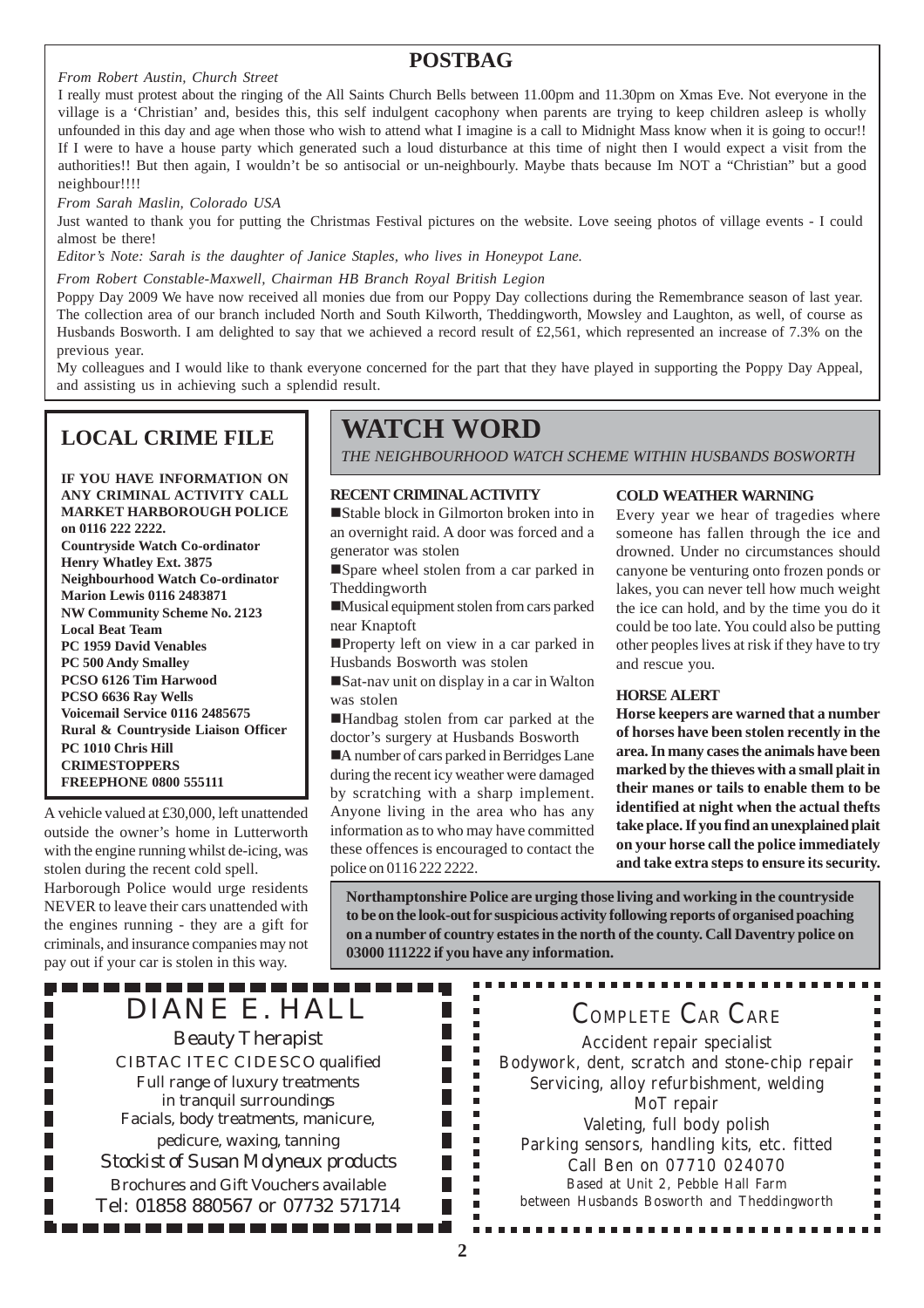## POSTBAG

*From Robert Austin, Church Street*

I really must protest about the ringing of the All Saints Church Bells between 11.00pm and 11.30pm on Xmas Eve. Not everyone in the village is a 'Christian' and, besides this, this self indulgent cacophony when parents are trying to keep children asleep is wholly unfounded in this day and age when those who wish to attend what I imagine is a call to Midnight Mass know when it is going to occur!! If I were to have a house party which generated such a loud disturbance at this time of night then I would expect a visit from the authorities!! But then again, I wouldn't be so antisocial or un-neighbourly. Maybe thats because Im NOT a "Christian" but a good neighbour!!!!

*From Sarah Maslin, Colorado USA*

Just wanted to thank you for putting the Christmas Festival pictures on the website. Love seeing photos of village events - I could almost be there!

*Editor's Note: Sarah is the daughter of Janice Staples, who lives in Honeypot Lane.*

*From Robert Constable-Maxwell, Chairman HB Branch Royal British Legion*

Poppy Day 2009 We have now received all monies due from our Poppy Day collections during the Remembrance season of last year. The collection area of our branch included North and South Kilworth, Theddingworth, Mowsley and Laughton, as well, of course as Husbands Bosworth. I am delighted to say that we achieved a record result of £2,561, which represented an increase of 7.3% on the previous year.

My colleagues and I would like to thank everyone concerned for the part that they have played in supporting the Poppy Day Appeal, and assisting us in achieving such a splendid result.

## LOCAL CRIME FILE

**IF YOU HAVE INFORMATION ON ANY CRIMINAL ACTIVITY CALL MARKET HARBOROUGH POLICE on 0116 222 2222.**
**Countryside Watch Co-ordinator**
**Henry Whatley Ext. 3875**
**Neighbourhood Watch Co-ordinator**
**Marion Lewis 0116 2483871**
**NW Community Scheme No. 2123**
**Local Beat Team**
**PC 1959 David Venables**
**PC 500 Andy Smalley**
**PCSO 6126 Tim Harwood**
**PCSO 6636 Ray Wells**
**Voicemail Service 0116 2485675**
**Rural & Countryside Liaison Officer**
**PC 1010 Chris Hill**
**CRIMESTOPPERS**
**FREEPHONE 0800 555111**

A vehicle valued at £30,000, left unattended outside the owner's home in Lutterworth with the engine running whilst de-icing, was stolen during the recent cold spell.

Harborough Police would urge residents NEVER to leave their cars unattended with the engines running - they are a gift for criminals, and insurance companies may not pay out if your car is stolen in this way.

## WATCH WORD

*THE NEIGHBOURHOOD WATCH SCHEME WITHIN HUSBANDS BOSWORTH*

### RECENT CRIMINAL ACTIVITY

- Stable block in Gilmorton broken into in an overnight raid. A door was forced and a generator was stolen
- Spare wheel stolen from a car parked in Theddingworth
- Musical equipment stolen from cars parked near Knaptoft
- Property left on view in a car parked in Husbands Bosworth was stolen
- Sat-nav unit on display in a car in Walton was stolen
- Handbag stolen from car parked at the doctor's surgery at Husbands Bosworth
- A number of cars parked in Berridges Lane during the recent icy weather were damaged by scratching with a sharp implement. Anyone living in the area who has any information as to who may have committed these offences is encouraged to contact the police on 0116 222 2222.

### COLD WEATHER WARNING

Every year we hear of tragedies where someone has fallen through the ice and drowned. Under no circumstances should canyone be venturing onto frozen ponds or lakes, you can never tell how much weight the ice can hold, and by the time you do it could be too late. You could also be putting other peoples lives at risk if they have to try and rescue you.

### HORSE ALERT

**Horse keepers are warned that a number of horses have been stolen recently in the area. In many cases the animals have been marked by the thieves with a small plait in their manes or tails to enable them to be identified at night when the actual thefts take place. If you find an unexplained plait on your horse call the police immediately and take extra steps to ensure its security.**

**Northamptonshire Police are urging those living and working in the countryside to be on the look-out for suspicious activity following reports of organised poaching on a number of country estates in the north of the county. Call Daventry police on 03000 111222 if you have any information.**

---

DIANE E. HALL
*Beauty Therapist*
CIBTAC ITEC CIDESCO qualified
Full range of luxury treatments
in tranquil surroundings
Facials, body treatments, manicure,
pedicure, waxing, tanning
*Stockist of Susan Molyneux products*
Brochures and Gift Vouchers available
Tel: 01858 880567 or 07732 571714

---

COMPLETE CAR CARE
Accident repair specialist
Bodywork, dent, scratch and stone-chip repair
Servicing, alloy refurbishment, welding
MoT repair
Valeting, full body polish
Parking sensors, handling kits, etc. fitted
Call Ben on 07710 024070
Based at Unit 2, Pebble Hall Farm
between Husbands Bosworth and Theddingworth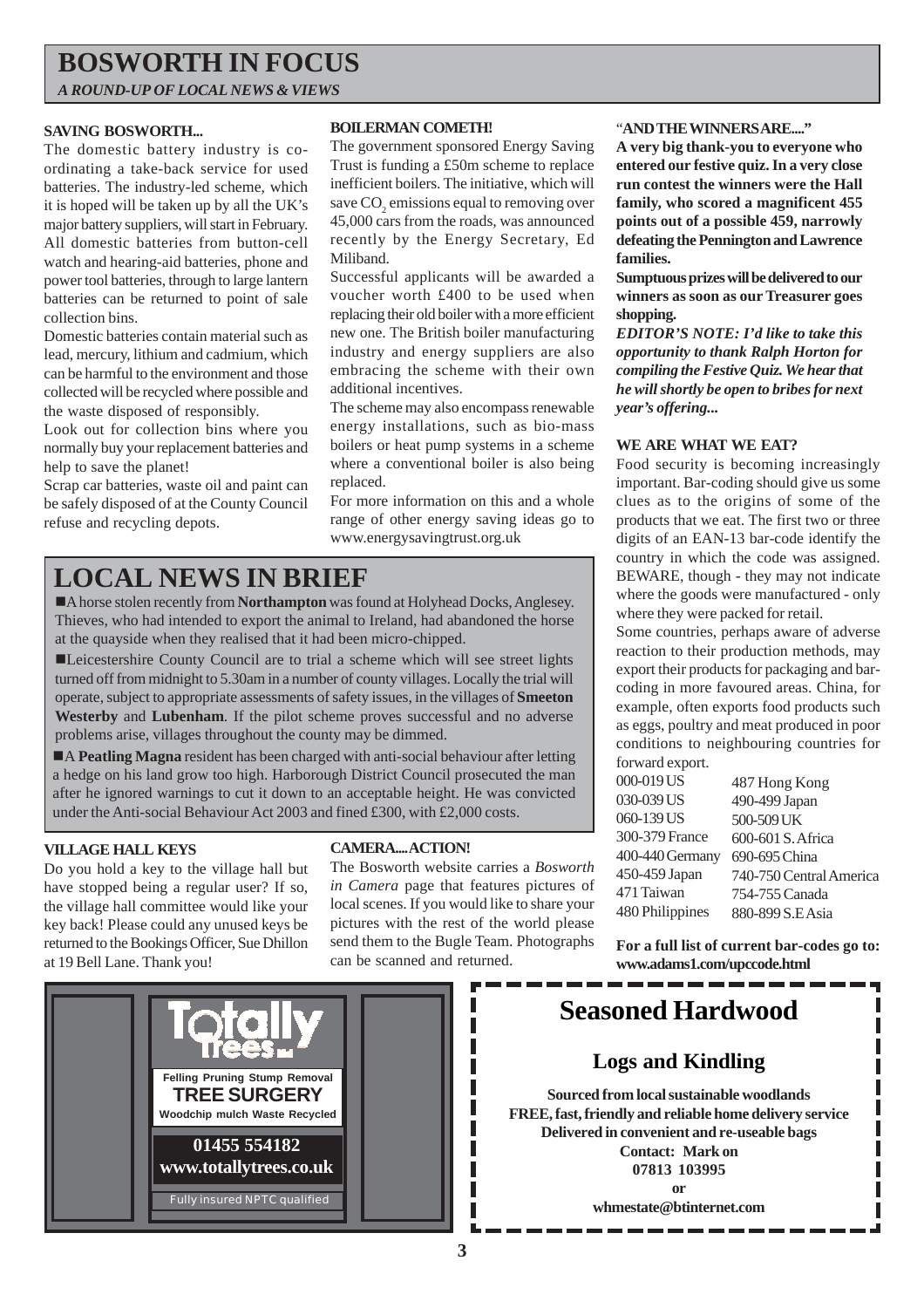# BOSWORTH IN FOCUS

*A ROUND-UP OF LOCAL NEWS & VIEWS*

### SAVING BOSWORTH...

The domestic battery industry is co-ordinating a take-back service for used batteries. The industry-led scheme, which it is hoped will be taken up by all the UK's major battery suppliers, will start in February. All domestic batteries from button-cell watch and hearing-aid batteries, phone and power tool batteries, through to large lantern batteries can be returned to point of sale collection bins.

Domestic batteries contain material such as lead, mercury, lithium and cadmium, which can be harmful to the environment and those collected will be recycled where possible and the waste disposed of responsibly.

Look out for collection bins where you normally buy your replacement batteries and help to save the planet!

Scrap car batteries, waste oil and paint can be safely disposed of at the County Council refuse and recycling depots.

### BOILERMAN COMETH!

The government sponsored Energy Saving Trust is funding a £50m scheme to replace inefficient boilers. The initiative, which will save $CO_2$ emissions equal to removing over 45,000 cars from the roads, was announced recently by the Energy Secretary, Ed Miliband.

Successful applicants will be awarded a voucher worth £400 to be used when replacing their old boiler with a more efficient new one. The British boiler manufacturing industry and energy suppliers are also embracing the scheme with their own additional incentives.

The scheme may also encompass renewable energy installations, such as bio-mass boilers or heat pump systems in a scheme where a conventional boiler is also being replaced.

For more information on this and a whole range of other energy saving ideas go to www.energysavingtrust.org.uk

### "AND THE WINNERS ARE...."

**A very big thank-you to everyone who entered our festive quiz. In a very close run contest the winners were the Hall family, who scored a magnificent 455 points out of a possible 459, narrowly defeating the Pennington and Lawrence families.**

**Sumptuous prizes will be delivered to our winners as soon as our Treasurer goes shopping.**

***EDITOR'S NOTE: I'd like to take this opportunity to thank Ralph Horton for compiling the Festive Quiz. We hear that he will shortly be open to bribes for next year's offering...***

## LOCAL NEWS IN BRIEF

- A horse stolen recently from **Northampton** was found at Holyhead Docks, Anglesey. Thieves, who had intended to export the animal to Ireland, had abandoned the horse at the quayside when they realised that it had been micro-chipped.
- Leicestershire County Council are to trial a scheme which will see street lights turned off from midnight to 5.30am in a number of county villages. Locally the trial will operate, subject to appropriate assessments of safety issues, in the villages of **Smeeton Westerby** and **Lubenham**. If the pilot scheme proves successful and no adverse problems arise, villages throughout the county may be dimmed.
- A **Peatling Magna** resident has been charged with anti-social behaviour after letting a hedge on his land grow too high. Harborough District Council prosecuted the man after he ignored warnings to cut it down to an acceptable height. He was convicted under the Anti-social Behaviour Act 2003 and fined £300, with £2,000 costs.

### WE ARE WHAT WE EAT?

Food security is becoming increasingly important. Bar-coding should give us some clues as to the origins of some of the products that we eat. The first two or three digits of an EAN-13 bar-code identify the country in which the code was assigned. BEWARE, though - they may not indicate where the goods were manufactured - only where they were packed for retail.

Some countries, perhaps aware of adverse reaction to their production methods, may export their products for packaging and bar-coding in more favoured areas. China, for example, often exports food products such as eggs, poultry and meat produced in poor conditions to neighbouring countries for forward export.

| | |
|---|---|
| 000-019 US | 487 Hong Kong |
| 030-039 US | 490-499 Japan |
| 060-139 US | 500-509 UK |
| 300-379 France | 600-601 S. Africa |
| 400-440 Germany | 690-695 China |
| 450-459 Japan | 740-750 Central America |
| 471 Taiwan | 754-755 Canada |
| 480 Philippines | 880-899 S.E Asia |

**For a full list of current bar-codes go to: www.adams1.com/upccode.html**

### VILLAGE HALL KEYS

Do you hold a key to the village hall but have stopped being a regular user? If so, the village hall committee would like your key back! Please could any unused keys be returned to the Bookings Officer, Sue Dhillon at 19 Bell Lane. Thank you!

### CAMERA....ACTION!

The Bosworth website carries a *Bosworth in Camera* page that features pictures of local scenes. If you would like to share your pictures with the rest of the world please send them to the Bugle Team. Photographs can be scanned and returned.

---

**Totally Trees**

Felling Pruning Stump Removal

**TREE SURGERY**

Woodchip mulch Waste Recycled

**01455 554182**

**www.totallytrees.co.uk**

Fully insured NPTC qualified

---

# Seasoned Hardwood

## Logs and Kindling

**Sourced from local sustainable woodlands**
**FREE, fast, friendly and reliable home delivery service**
**Delivered in convenient and re-useable bags**
**Contact: Mark on**
**07813 103995**
**or**
**whmestate@btinternet.com**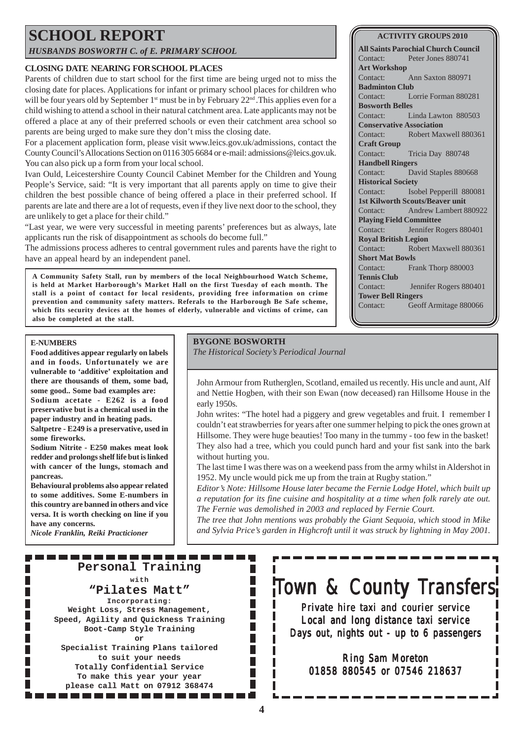# SCHOOL REPORT

*HUSBANDS BOSWORTH C. of E. PRIMARY SCHOOL*

### CLOSING DATE NEARING FOR SCHOOL PLACES

Parents of children due to start school for the first time are being urged not to miss the closing date for places. Applications for infant or primary school places for children who will be four years old by September 1st must be in by February 22nd. This applies even for a child wishing to attend a school in their natural catchment area. Late applicants may not be offered a place at any of their preferred schools or even their catchment area school so parents are being urged to make sure they don't miss the closing date.

For a placement application form, please visit www.leics.gov.uk/admissions, contact the County Council's Allocations Section on 0116 305 6684 or e-mail: admissions@leics.gov.uk. You can also pick up a form from your local school.

Ivan Ould, Leicestershire County Council Cabinet Member for the Children and Young People's Service, said: "It is very important that all parents apply on time to give their children the best possible chance of being offered a place in their preferred school. If parents are late and there are a lot of requests, even if they live next door to the school, they are unlikely to get a place for their child."

"Last year, we were very successful in meeting parents' preferences but as always, late applicants run the risk of disappointment as schools do become full."

The admissions process adheres to central government rules and parents have the right to have an appeal heard by an independent panel.

**A Community Safety Stall, run by members of the local Neighbourhood Watch Scheme, is held at Market Harborough's Market Hall on the first Tuesday of each month. The stall is a point of contact for local residents, providing free information on crime prevention and community safety matters. Referals to the Harborough Be Safe scheme, which fits security devices at the homes of elderly, vulnerable and victims of crime, can also be completed at the stall.**

### ACTIVITY GROUPS 2010

**All Saints Parochial Church Council**
Contact: Peter Jones 880741

**Art Workshop**
Contact: Ann Saxton 880971

**Badminton Club**
Contact: Lorrie Forman 880281

**Bosworth Belles**
Contact: Linda Lawton 880503

**Conservative Association**
Contact: Robert Maxwell 880361

**Craft Group**
Contact: Tricia Day 880748

**Handbell Ringers**
Contact: David Staples 880668

**Historical Society**
Contact: Isobel Pepperill 880081

**1st Kilworth Scouts/Beaver unit**
Contact: Andrew Lambert 880922

**Playing Field Committee**
Contact: Jennifer Rogers 880401

**Royal British Legion**
Contact: Robert Maxwell 880361

**Short Mat Bowls**
Contact: Frank Thorp 880003

**Tennis Club**
Contact: Jennifer Rogers 880401

**Tower Bell Ringers**
Contact: Geoff Armitage 880066

### E-NUMBERS

**Food additives appear regularly on labels and in foods. Unfortunately we are vulnerable to 'additive' exploitation and there are thousands of them, some bad, some good.. Some bad examples are:**

**Sodium acetate - E262 is a food preservative but is a chemical used in the paper industry and in heating pads.**

**Saltpetre - E249 is a preservative, used in some fireworks.**

**Sodium Nitrite - E250 makes meat look redder and prolongs shelf life but is linked with cancer of the lungs, stomach and pancreas.**

**Behavioural problems also appear related to some additives. Some E-numbers in this country are banned in others and vice versa. It is worth checking on line if you have any concerns.**

***Nicole Franklin, Reiki Practicioner***

### BYGONE BOSWORTH

*The Historical Society's Periodical Journal*

John Armour from Rutherglen, Scotland, emailed us recently. His uncle and aunt, Alf and Nettie Hogben, with their son Ewan (now deceased) ran Hillsome House in the early 1950s.

John writes: "The hotel had a piggery and grew vegetables and fruit. I remember I couldn't eat strawberries for years after one summer helping to pick the ones grown at Hillsome. They were huge beauties! Too many in the tummy - too few in the basket! They also had a tree, which you could punch hard and your fist sank into the bark without hurting you.

The last time I was there was on a weekend pass from the army whilst in Aldershot in 1952. My uncle would pick me up from the train at Rugby station."

*Editor's Note: Hillsome House later became the Fernie Lodge Hotel, which built up a reputation for its fine cuisine and hospitality at a time when folk rarely ate out. The Fernie was demolished in 2003 and replaced by Fernie Court.*

*The tree that John mentions was probably the Giant Sequoia, which stood in Mike and Sylvia Price's garden in Highcroft until it was struck by lightning in May 2001.*

**Personal Training**

**with**

**"Pilates Matt"**

**Incorporating:**
**Weight Loss, Stress Management,**
**Speed, Agility and Quickness Training**
**Boot-Camp Style Training**
**or**
**Specialist Training Plans tailored to suit your needs**
**Totally Confidential Service**
**To make this year your year**
**please call Matt on 07912 368474**

**Town & County Transfers**

Private hire taxi and courier service
Local and long distance taxi service
Days out, nights out - up to 6 passengers

Ring Sam Moreton
01858 880545 or 07546 218637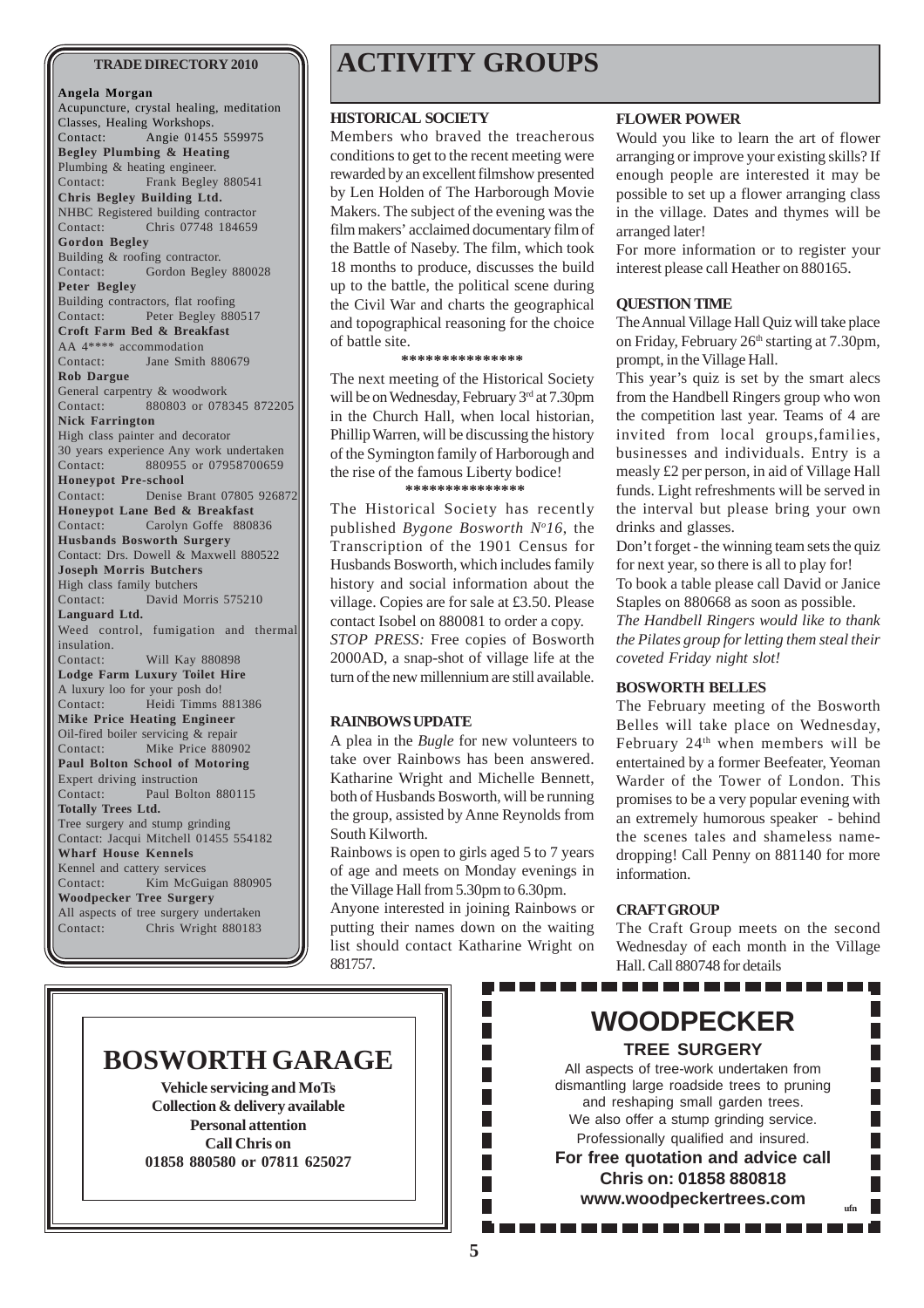## TRADE DIRECTORY 2010

**Angela Morgan**
Acupuncture, crystal healing, meditation Classes, Healing Workshops.
Contact: Angie 01455 559975

**Begley Plumbing & Heating**
Plumbing & heating engineer.
Contact: Frank Begley 880541

**Chris Begley Building Ltd.**
NHBC Registered building contractor
Contact: Chris 07748 184659

**Gordon Begley**
Building & roofing contractor.
Contact: Gordon Begley 880028

**Peter Begley**
Building contractors, flat roofing
Contact: Peter Begley 880517

**Croft Farm Bed & Breakfast**
AA 4**** accommodation
Contact: Jane Smith 880679

**Rob Dargue**
General carpentry & woodwork
Contact: 880803 or 078345 872205

**Nick Farrington**
High class painter and decorator
30 years experience Any work undertaken
Contact: 880955 or 07958700659

**Honeypot Pre-school**
Contact: Denise Brant 07805 926872

**Honeypot Lane Bed & Breakfast**
Contact: Carolyn Goffe 880836

**Husbands Bosworth Surgery**
Contact: Drs. Dowell & Maxwell 880522

**Joseph Morris Butchers**
High class family butchers
Contact: David Morris 575210

**Languard Ltd.**
Weed control, fumigation and thermal insulation.
Contact: Will Kay 880898

**Lodge Farm Luxury Toilet Hire**
A luxury loo for your posh do!
Contact: Heidi Timms 881386

**Mike Price Heating Engineer**
Oil-fired boiler servicing & repair
Contact: Mike Price 880902

**Paul Bolton School of Motoring**
Expert driving instruction
Contact: Paul Bolton 880115

**Totally Trees Ltd.**
Tree surgery and stump grinding
Contact: Jacqui Mitchell 01455 554182

**Wharf House Kennels**
Kennel and cattery services
Contact: Kim McGuigan 880905

**Woodpecker Tree Surgery**
All aspects of tree surgery undertaken
Contact: Chris Wright 880183

# ACTIVITY GROUPS

### HISTORICAL SOCIETY

Members who braved the treacherous conditions to get to the recent meeting were rewarded by an excellent filmshow presented by Len Holden of The Harborough Movie Makers. The subject of the evening was the film makers' acclaimed documentary film of the Battle of Naseby. The film, which took 18 months to produce, discusses the build up to the battle, the political scene during the Civil War and charts the geographical and topographical reasoning for the choice of battle site.

***************

The next meeting of the Historical Society will be on Wednesday, February 3rd at 7.30pm in the Church Hall, when local historian, Phillip Warren, will be discussing the history of the Symington family of Harborough and the rise of the famous Liberty bodice!

***************

The Historical Society has recently published *Bygone Bosworth No16*, the Transcription of the 1901 Census for Husbands Bosworth, which includes family history and social information about the village. Copies are for sale at £3.50. Please contact Isobel on 880081 to order a copy.

*STOP PRESS:* Free copies of Bosworth 2000AD, a snap-shot of village life at the turn of the new millennium are still available.

### RAINBOWS UPDATE

A plea in the *Bugle* for new volunteers to take over Rainbows has been answered. Katharine Wright and Michelle Bennett, both of Husbands Bosworth, will be running the group, assisted by Anne Reynolds from South Kilworth.

Rainbows is open to girls aged 5 to 7 years of age and meets on Monday evenings in the Village Hall from 5.30pm to 6.30pm.

Anyone interested in joining Rainbows or putting their names down on the waiting list should contact Katharine Wright on 881757.

### FLOWER POWER

Would you like to learn the art of flower arranging or improve your existing skills? If enough people are interested it may be possible to set up a flower arranging class in the village. Dates and thymes will be arranged later!

For more information or to register your interest please call Heather on 880165.

### QUESTION TIME

The Annual Village Hall Quiz will take place on Friday, February 26th starting at 7.30pm, prompt, in the Village Hall.

This year's quiz is set by the smart alecs from the Handbell Ringers group who won the competition last year. Teams of 4 are invited from local groups,families, businesses and individuals. Entry is a measly £2 per person, in aid of Village Hall funds. Light refreshments will be served in the interval but please bring your own drinks and glasses.

Don't forget - the winning team sets the quiz for next year, so there is all to play for!

To book a table please call David or Janice Staples on 880668 as soon as possible.

*The Handbell Ringers would like to thank the Pilates group for letting them steal their coveted Friday night slot!*

### BOSWORTH BELLES

The February meeting of the Bosworth Belles will take place on Wednesday, February 24th when members will be entertained by a former Beefeater, Yeoman Warder of the Tower of London. This promises to be a very popular evening with an extremely humorous speaker - behind the scenes tales and shameless name-dropping! Call Penny on 881140 for more information.

### CRAFT GROUP

The Craft Group meets on the second Wednesday of each month in the Village Hall. Call 880748 for details

## BOSWORTH GARAGE

**Vehicle servicing and MoTs**
**Collection & delivery available**
**Personal attention**
**Call Chris on**
**01858 880580 or 07811 625027**

## WOODPECKER
**TREE SURGERY**

All aspects of tree-work undertaken from dismantling large roadside trees to pruning and reshaping small garden trees.
We also offer a stump grinding service.
Professionally qualified and insured.

**For free quotation and advice call**
**Chris on: 01858 880818**
**www.woodpeckertrees.com**

ufn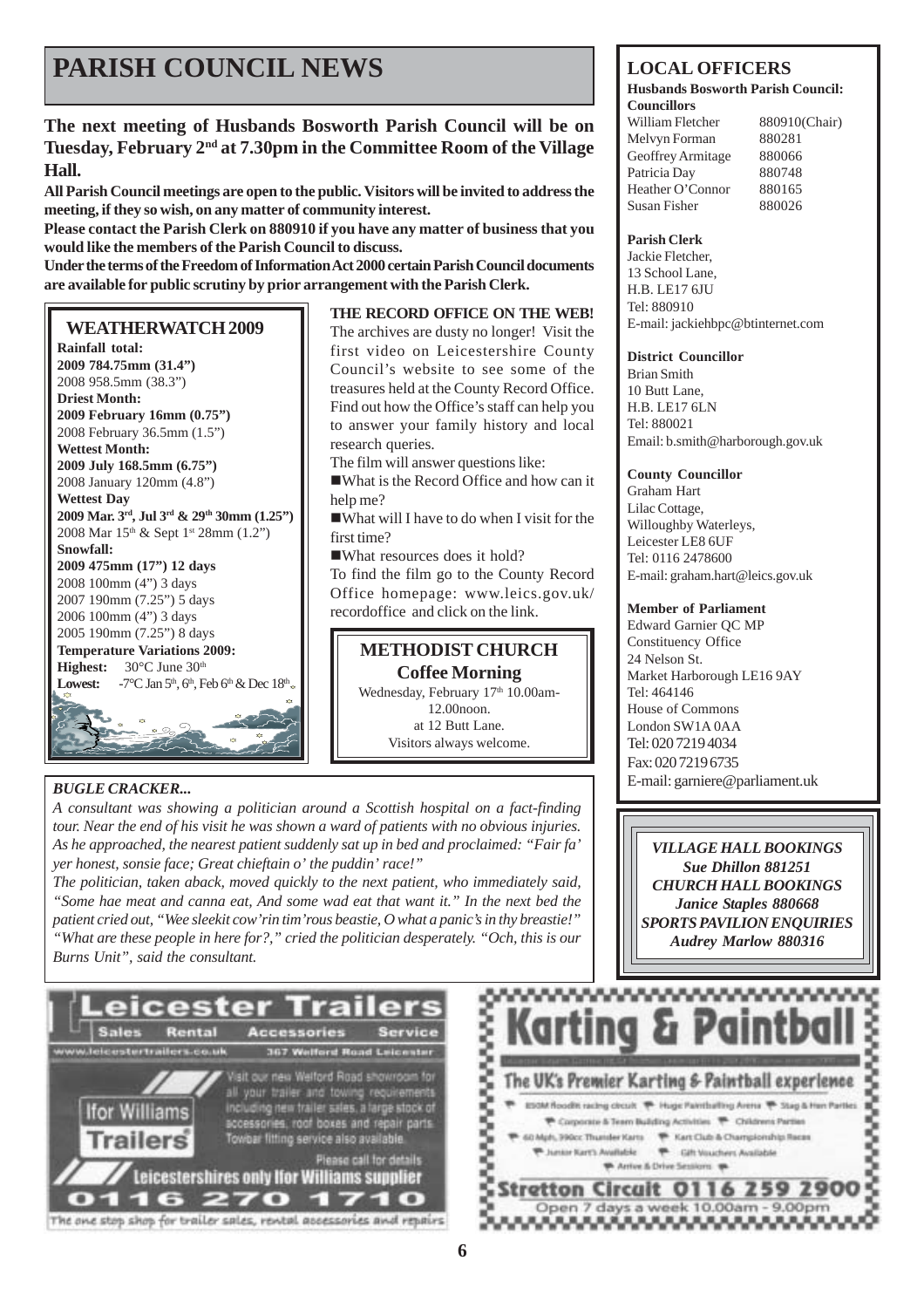# PARISH COUNCIL NEWS

**The next meeting of Husbands Bosworth Parish Council will be on Tuesday, February 2nd at 7.30pm in the Committee Room of the Village Hall.**

**All Parish Council meetings are open to the public. Visitors will be invited to address the meeting, if they so wish, on any matter of community interest.**

**Please contact the Parish Clerk on 880910 if you have any matter of business that you would like the members of the Parish Council to discuss.**

**Under the terms of the Freedom of Information Act 2000 certain Parish Council documents are available for public scrutiny by prior arrangement with the Parish Clerk.**

## WEATHERWATCH 2009

**Rainfall total:**
**2009 784.75mm (31.4")**
2008 958.5mm (38.3")

**Driest Month:**
**2009 February 16mm (0.75")**
2008 February 36.5mm (1.5")

**Wettest Month:**
**2009 July 168.5mm (6.75")**
2008 January 120mm (4.8")

**Wettest Day**
**2009 Mar. 3rd, Jul 3rd & 29th 30mm (1.25")**
2008 Mar 15th & Sept 1st 28mm (1.2")

**Snowfall:**
**2009 475mm (17") 12 days**
2008 100mm (4") 3 days
2007 190mm (7.25") 5 days
2006 100mm (4") 3 days
2005 190mm (7.25") 8 days

**Temperature Variations 2009:**
**Highest:** 30°C June 30th
**Lowest:** -7°C Jan 5th, 6th, Feb 6th & Dec 18th

**THE RECORD OFFICE ON THE WEB!**

The archives are dusty no longer! Visit the first video on Leicestershire County Council's website to see some of the treasures held at the County Record Office. Find out how the Office's staff can help you to answer your family history and local research queries.

The film will answer questions like:

- What is the Record Office and how can it help me?
- What will I have to do when I visit for the first time?
- What resources does it hold?

To find the film go to the County Record Office homepage: www.leics.gov.uk/recordoffice and click on the link.

## METHODIST CHURCH
**Coffee Morning**

Wednesday, February 17th 10.00am-12.00noon.
at 12 Butt Lane.
Visitors always welcome.

***BUGLE CRACKER...***

*A consultant was showing a politician around a Scottish hospital on a fact-finding tour. Near the end of his visit he was shown a ward of patients with no obvious injuries. As he approached, the nearest patient suddenly sat up in bed and proclaimed: "Fair fa' yer honest, sonsie face; Great chieftain o' the puddin' race!"*

*The politician, taken aback, moved quickly to the next patient, who immediately said, "Some hae meat and canna eat, And some wad eat that want it." In the next bed the patient cried out, "Wee sleekit cow'rin tim'rous beastie, O what a panic's in thy breastie!" "What are these people in here for?," cried the politician desperately. "Och, this is our Burns Unit", said the consultant.*

## LOCAL OFFICERS

**Husbands Bosworth Parish Council:**
**Councillors**

| | |
|---|---|
| William Fletcher | 880910(Chair) |
| Melvyn Forman | 880281 |
| Geoffrey Armitage | 880066 |
| Patricia Day | 880748 |
| Heather O'Connor | 880165 |
| Susan Fisher | 880026 |

**Parish Clerk**
Jackie Fletcher,
13 School Lane,
H.B. LE17 6JU
Tel: 880910
E-mail: jackiehbpc@btinternet.com

**District Councillor**
Brian Smith
10 Butt Lane,
H.B. LE17 6LN
Tel: 880021
Email: b.smith@harborough.gov.uk

**County Councillor**
Graham Hart
Lilac Cottage,
Willoughby Waterleys,
Leicester LE8 6UF
Tel: 0116 2478600
E-mail: graham.hart@leics.gov.uk

**Member of Parliament**
Edward Garnier QC MP
Constituency Office
24 Nelson St.
Market Harborough LE16 9AY
Tel: 464146
House of Commons
London SW1A 0AA
Tel: 020 7219 4034
Fax: 020 7219 6735
E-mail: garniere@parliament.uk

***VILLAGE HALL BOOKINGS***
***Sue Dhillon 881251***
***CHURCH HALL BOOKINGS***
***Janice Staples 880668***
***SPORTS PAVILION ENQUIRIES***
***Audrey Marlow 880316***

**Leicester Trailers**
Sales | Rental | Accessories | Service
www.leicestertrailers.co.uk — 367 Welford Road Leicester

Ifor Williams Trailers

Visit our new Welford Road showroom for all your trailer and towing requirements including new trailer sales, a large stock of accessories, roof boxes and repair parts. Towbar fitting service also available.

Please call for details

Leicestershires only Ifor Williams supplier

0116 270 1710

The one stop shop for trailer sales, rental accessories and repairs

**Karting & Paintball**

The UK's Premier Karting & Paintball experience

- 850M floodlit racing circuit
- Huge Paintballing Arena
- Stag & Hen Parties
- Corporate & Team Building Activities
- Childrens Parties
- 60 Mph, 390cc Thunder Karts
- Kart Club & Championship Races
- Junior Kart's Available
- Gift Vouchers Available
- Arrive & Drive Sessions

**Stretton Circuit 0116 259 2900**
Open 7 days a week 10.00am - 9.00pm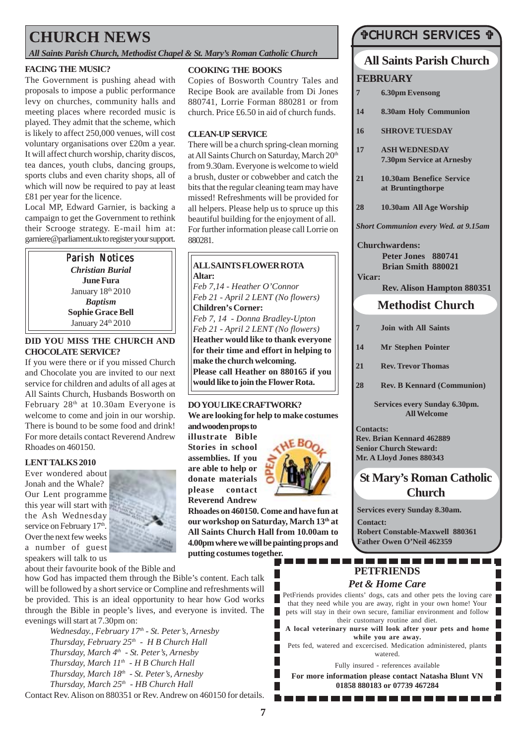# CHURCH NEWS

*All Saints Parish Church, Methodist Chapel & St. Mary's Roman Catholic Church*

### FACING THE MUSIC?

The Government is pushing ahead with proposals to impose a public performance levy on churches, community halls and meeting places where recorded music is played. They admit that the scheme, which is likely to affect 250,000 venues, will cost voluntary organisations over £20m a year. It will affect church worship, charity discos, tea dances, youth clubs, dancing groups, sports clubs and even charity shops, all of which will now be required to pay at least £81 per year for the licence.

Local MP, Edward Garnier, is backing a campaign to get the Government to rethink their Scrooge strategy. E-mail him at: garniere@parliament.uk to register your support.

### Parish Notices

*Christian Burial*
**June Fura**
January 18th 2010

*Baptism*
**Sophie Grace Bell**
January 24th 2010

### DID YOU MISS THE CHURCH AND CHOCOLATE SERVICE?

If you were there or if you missed Church and Chocolate you are invited to our next service for children and adults of all ages at All Saints Church, Husbands Bosworth on February 28th at 10.30am Everyone is welcome to come and join in our worship. There is bound to be some food and drink! For more details contact Reverend Andrew Rhoades on 460150.

### LENT TALKS 2010

Ever wondered about Jonah and the Whale? Our Lent programme this year will start with the Ash Wednesday service on February 17th. Over the next few weeks a number of guest speakers will talk to us about their favourite book of the Bible and how God has impacted them through the Bible's content. Each talk will be followed by a short service or Compline and refreshments will be provided. This is an ideal opportunity to hear how God works through the Bible in people's lives, and everyone is invited. The evenings will start at 7.30pm on:

*Wednesday., February 17th - St. Peter's, Arnesby*
*Thursday, February 25th - H B Church Hall*
*Thursday, March 4th - St. Peter's, Arnesby*
*Thursday, March 11th - H B Church Hall*
*Thursday, March 18th - St. Peter's, Arnesby*
*Thursday, March 25th - HB Church Hall*

Contact Rev. Alison on 880351 or Rev. Andrew on 460150 for details.

### COOKING THE BOOKS

Copies of Bosworth Country Tales and Recipe Book are available from Di Jones 880741, Lorrie Forman 880281 or from church. Price £6.50 in aid of church funds.

### CLEAN-UP SERVICE

There will be a church spring-clean morning at All Saints Church on Saturday, March 20th from 9.30am. Everyone is welcome to wield a brush, duster or cobwebber and catch the bits that the regular cleaning team may have missed! Refreshments will be provided for all helpers. Please help us to spruce up this beautiful building for the enjoyment of all. For further information please call Lorrie on 880281.

### ALL SAINTS FLOWER ROTA

**Altar:**
*Feb 7,14 - Heather O'Connor*
*Feb 21 - April 2 LENT (No flowers)*

**Children's Corner:**
*Feb 7, 14 - Donna Bradley-Upton*
*Feb 21 - April 2 LENT (No flowers)*

**Heather would like to thank everyone for their time and effort in helping to make the church welcoming.**
**Please call Heather on 880165 if you would like to join the Flower Rota.**

### DO YOU LIKE CRAFTWORK?

**We are looking for help to make costumes and wooden props to illustrate Bible Stories in school assemblies. If you are able to help or donate materials please contact Reverend Andrew Rhoades on 460150. Come and have fun at our workshop on Saturday, March 13th at All Saints Church Hall from 10.00am to 4.00pm where we will be painting props and putting costumes together.**

## CHURCH SERVICES

### All Saints Parish Church

**FEBRUARY**

| | |
|---|---|
| 7 | 6.30pm Evensong |
| 14 | 8.30am Holy Communion |
| 16 | SHROVE TUESDAY |
| 17 | ASH WEDNESDAY 7.30pm Service at Arnesby |
| 21 | 10.30am Benefice Service at Bruntingthorpe |
| 28 | 10.30am All Age Worship |

*Short Communion every Wed. at 9.15am*

**Churchwardens:**
**Peter Jones 880741**
**Brian Smith 880021**

**Vicar:**
**Rev. Alison Hampton 880351**

### Methodist Church

| | |
|---|---|
| 7 | Join with All Saints |
| 14 | Mr Stephen Pointer |
| 21 | Rev. Trevor Thomas |
| 28 | Rev. B Kennard (Communion) |

**Services every Sunday 6.30pm. All Welcome**

**Contacts:**
**Rev. Brian Kennard 462889**
**Senior Church Steward:**
**Mr. A Lloyd Jones 880343**

### St Mary's Roman Catholic Church

**Services every Sunday 8.30am.**

**Contact:**
**Robert Constable-Maxwell 880361**
**Father Owen O'Neil 462359**

### PETFRIENDS

*Pet & Home Care*

PetFriends provides clients' dogs, cats and other pets the loving care that they need while you are away, right in your own home! Your pets will stay in their own secure, familiar environment and follow their customary routine and diet.

**A local veterinary nurse will look after your pets and home while you are away.**

Pets fed, watered and excercised. Medication administered, plants watered.

Fully insured - references available

**For more information please contact Natasha Blunt VN 01858 880183 or 07739 467284**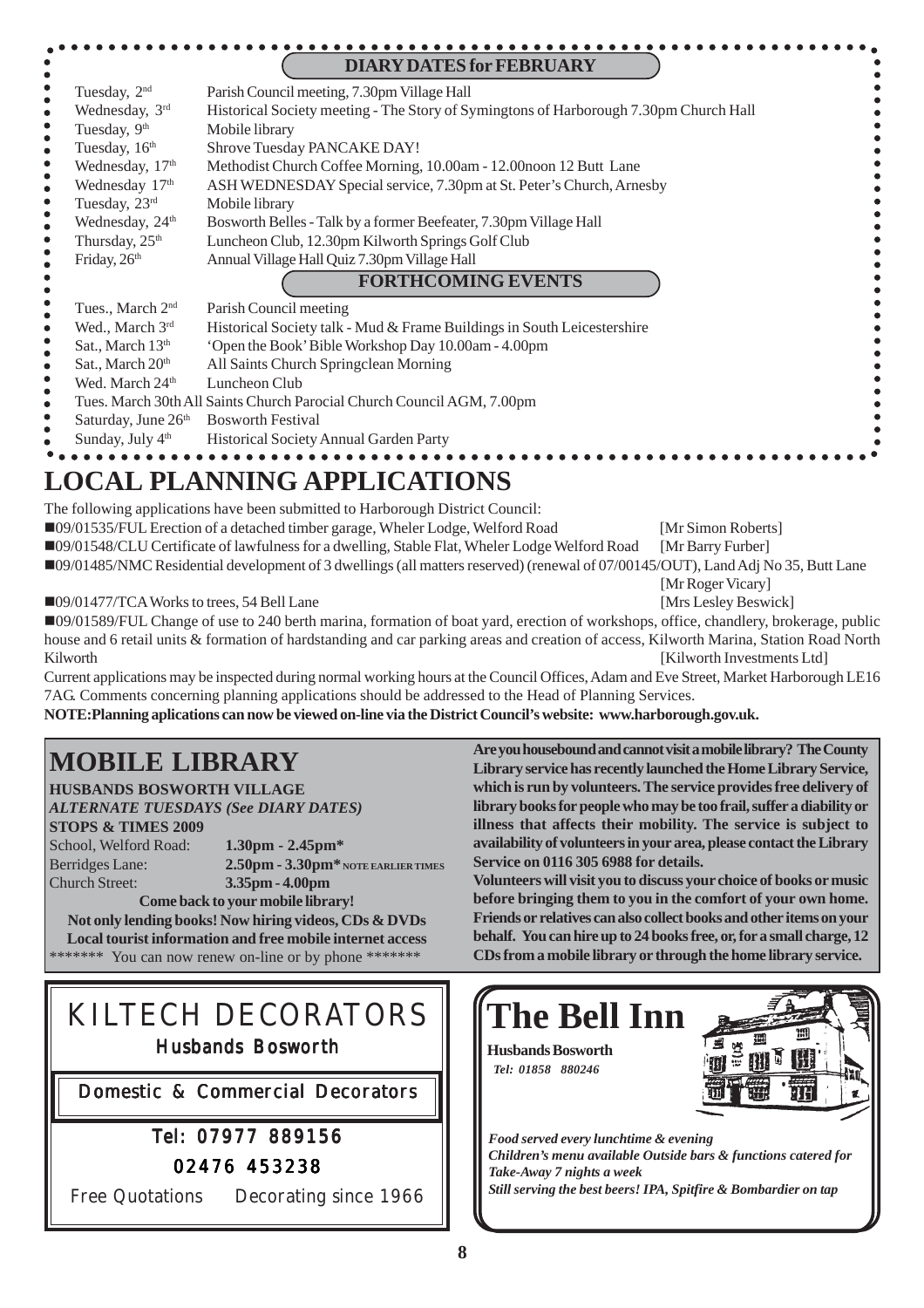## DIARY DATES for FEBRUARY

| | |
|---|---|
| Tuesday, 2nd | Parish Council meeting, 7.30pm Village Hall |
| Wednesday, 3rd | Historical Society meeting - The Story of Symingtons of Harborough 7.30pm Church Hall |
| Tuesday, 9th | Mobile library |
| Tuesday, 16th | Shrove Tuesday PANCAKE DAY! |
| Wednesday, 17th | Methodist Church Coffee Morning, 10.00am - 12.00noon 12 Butt Lane |
| Wednesday 17th | ASH WEDNESDAY Special service, 7.30pm at St. Peter's Church, Arnesby |
| Tuesday, 23rd | Mobile library |
| Wednesday, 24th | Bosworth Belles - Talk by a former Beefeater, 7.30pm Village Hall |
| Thursday, 25th | Luncheon Club, 12.30pm Kilworth Springs Golf Club |
| Friday, 26th | Annual Village Hall Quiz 7.30pm Village Hall |

## FORTHCOMING EVENTS

| | |
|---|---|
| Tues., March 2nd | Parish Council meeting |
| Wed., March 3rd | Historical Society talk - Mud & Frame Buildings in South Leicestershire |
| Sat., March 13th | 'Open the Book' Bible Workshop Day 10.00am - 4.00pm |
| Sat., March 20th | All Saints Church Springclean Morning |
| Wed. March 24th | Luncheon Club |
| Tues. March 30th | All Saints Church Parocial Church Council AGM, 7.00pm |
| Saturday, June 26th | Bosworth Festival |
| Sunday, July 4th | Historical Society Annual Garden Party |

# LOCAL PLANNING APPLICATIONS

The following applications have been submitted to Harborough District Council:

- 09/01535/FUL Erection of a detached timber garage, Wheler Lodge, Welford Road [Mr Simon Roberts]
- 09/01548/CLU Certificate of lawfulness for a dwelling, Stable Flat, Wheler Lodge Welford Road [Mr Barry Furber]
- 09/01485/NMC Residential development of 3 dwellings (all matters reserved) (renewal of 07/00145/OUT), Land Adj No 35, Butt Lane [Mr Roger Vicary]
- 09/01477/TCA Works to trees, 54 Bell Lane [Mrs Lesley Beswick]
- 09/01589/FUL Change of use to 240 berth marina, formation of boat yard, erection of workshops, office, chandlery, brokerage, public house and 6 retail units & formation of hardstanding and car parking areas and creation of access, Kilworth Marina, Station Road North Kilworth [Kilworth Investments Ltd]

Current applications may be inspected during normal working hours at the Council Offices, Adam and Eve Street, Market Harborough LE16 7AG. Comments concerning planning applications should be addressed to the Head of Planning Services.

**NOTE:Planning aplications can now be viewed on-line via the District Council's website: www.harborough.gov.uk.**

# MOBILE LIBRARY

**HUSBANDS BOSWORTH VILLAGE**

***ALTERNATE TUESDAYS (See DIARY DATES)***

**STOPS & TIMES 2009**

| | |
|---|---|
| School, Welford Road: | **1.30pm - 2.45pm*** |
| Berridges Lane: | **2.50pm - 3.30pm* NOTE EARLIER TIMES** |
| Church Street: | **3.35pm - 4.00pm** |

**Come back to your mobile library!**

**Not only lending books! Now hiring videos, CDs & DVDs**

**Local tourist information and free mobile internet access**

******* You can now renew on-line or by phone *******

**Are you housebound and cannot visit a mobile library? The County Library service has recently launched the Home Library Service, which is run by volunteers. The service provides free delivery of library books for people who may be too frail, suffer a diability or illness that affects their mobility. The service is subject to availability of volunteers in your area, please contact the Library Service on 0116 305 6988 for details.**

**Volunteers will visit you to discuss your choice of books or music before bringing them to you in the comfort of your own home. Friends or relatives can also collect books and other items on your behalf. You can hire up to 24 books free, or, for a small charge, 12 CDs from a mobile library or through the home library service.**

## KILTECH DECORATORS

Husbands Bosworth

Domestic & Commercial Decorators

Tel: 07977 889156

02476 453238

Free Quotations Decorating since 1966

## The Bell Inn

**Husbands Bosworth**

*Tel: 01858 880246*

*Food served every lunchtime & evening*

*Children's menu available Outside bars & functions catered for*

*Take-Away 7 nights a week*

*Still serving the best beers! IPA, Spitfire & Bombardier on tap*